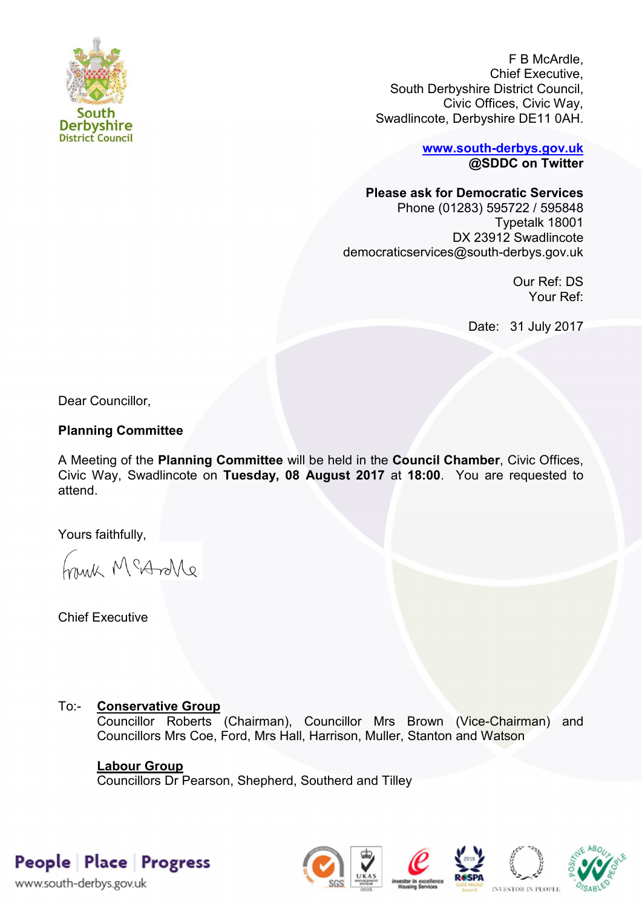South Derbyshire District Council

F B McArdle,
Chief Executive,
South Derbyshire District Council,
Civic Offices, Civic Way,
Swadlincote, Derbyshire DE11 0AH.

**www.south-derbys.gov.uk**
**@SDDC on Twitter**

**Please ask for Democratic Services**
Phone (01283) 595722 / 595848
Typetalk 18001
DX 23912 Swadlincote
democraticservices@south-derbys.gov.uk

Our Ref: DS
Your Ref:

Date: 31 July 2017

Dear Councillor,

**Planning Committee**

A Meeting of the **Planning Committee** will be held in the **Council Chamber**, Civic Offices, Civic Way, Swadlincote on **Tuesday, 08 August 2017** at **18:00**. You are requested to attend.

Yours faithfully,

Frank McArdle

Chief Executive

To:- **Conservative Group**
Councillor Roberts (Chairman), Councillor Mrs Brown (Vice-Chairman) and Councillors Mrs Coe, Ford, Mrs Hall, Harrison, Muller, Stanton and Watson

**Labour Group**
Councillors Dr Pearson, Shepherd, Southerd and Tilley

People | Place | Progress
www.south-derbys.gov.uk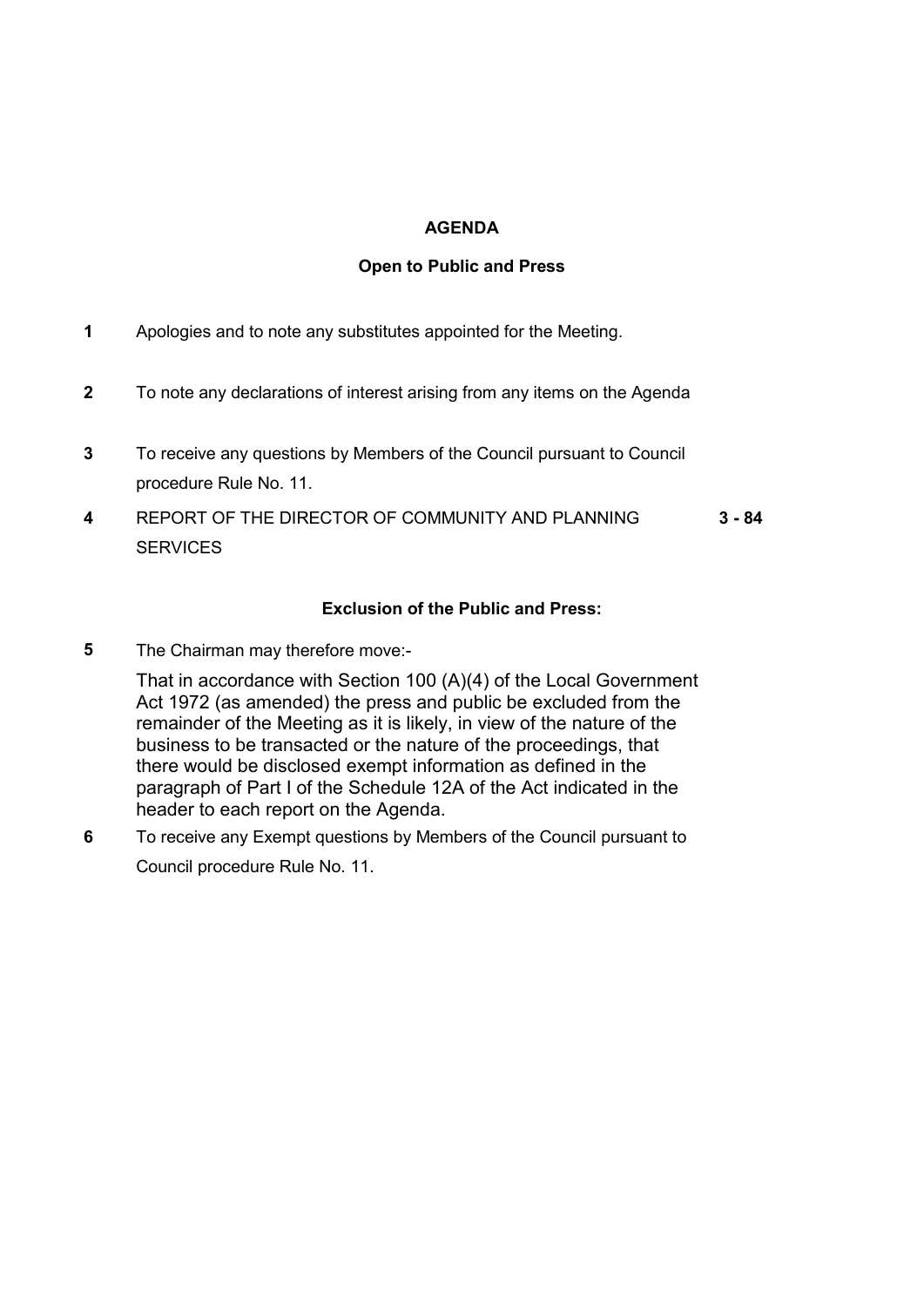# AGENDA

## Open to Public and Press

**1** Apologies and to note any substitutes appointed for the Meeting.

**2** To note any declarations of interest arising from any items on the Agenda

**3** To receive any questions by Members of the Council pursuant to Council procedure Rule No. 11.

**4** REPORT OF THE DIRECTOR OF COMMUNITY AND PLANNING SERVICES **3 - 84**

## Exclusion of the Public and Press:

**5** The Chairman may therefore move:-

That in accordance with Section 100 (A)(4) of the Local Government Act 1972 (as amended) the press and public be excluded from the remainder of the Meeting as it is likely, in view of the nature of the business to be transacted or the nature of the proceedings, that there would be disclosed exempt information as defined in the paragraph of Part I of the Schedule 12A of the Act indicated in the header to each report on the Agenda.

**6** To receive any Exempt questions by Members of the Council pursuant to Council procedure Rule No. 11.